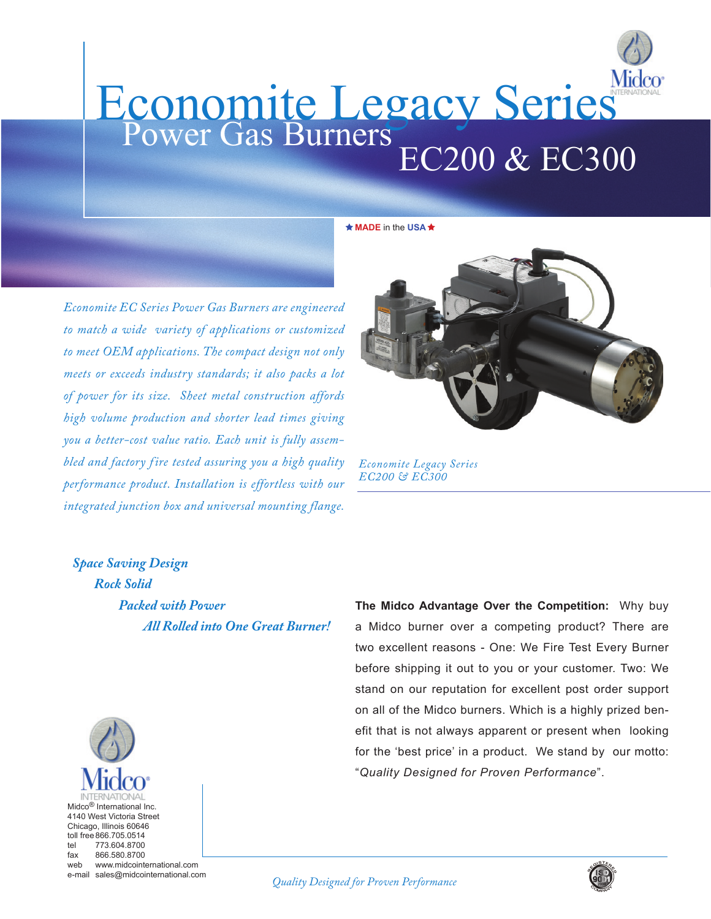# Economite Legacy Series

## Power Gas Burners

## EC200 & EC300

★ **MADE** in the **USA** ★

*Economite EC Series Power Gas Burners are engineered to match a wide variety of applications or customized to meet OEM applications. The compact design not only meets or exceeds industry standards; it also packs a lot of power for its size. Sheet metal construction affords high volume production and shorter lead times giving you a better-cost value ratio. Each unit is fully assembled and factory fire tested assuring you a high quality performance product. Installation is effortless with our integrated junction box and universal mounting flange.*

*Economite Legacy Series EC200 & EC300*

***Space Saving Design***

***Rock Solid***

***Packed with Power***

***All Rolled into One Great Burner!***

**The Midco Advantage Over the Competition:** Why buy a Midco burner over a competing product? There are two excellent reasons - One: We Fire Test Every Burner before shipping it out to you or your customer. Two: We stand on our reputation for excellent post order support on all of the Midco burners. Which is a highly prized benefit that is not always apparent or present when looking for the 'best price' in a product. We stand by our motto: "*Quality Designed for Proven Performance*".

Midco® International Inc.
4140 West Victoria Street
Chicago, Illinois 60646
toll free 866.705.0514
tel 773.604.8700
fax 866.580.8700
web www.midcointernational.com
e-mail sales@midcointernational.com

*Quality Designed for Proven Performance*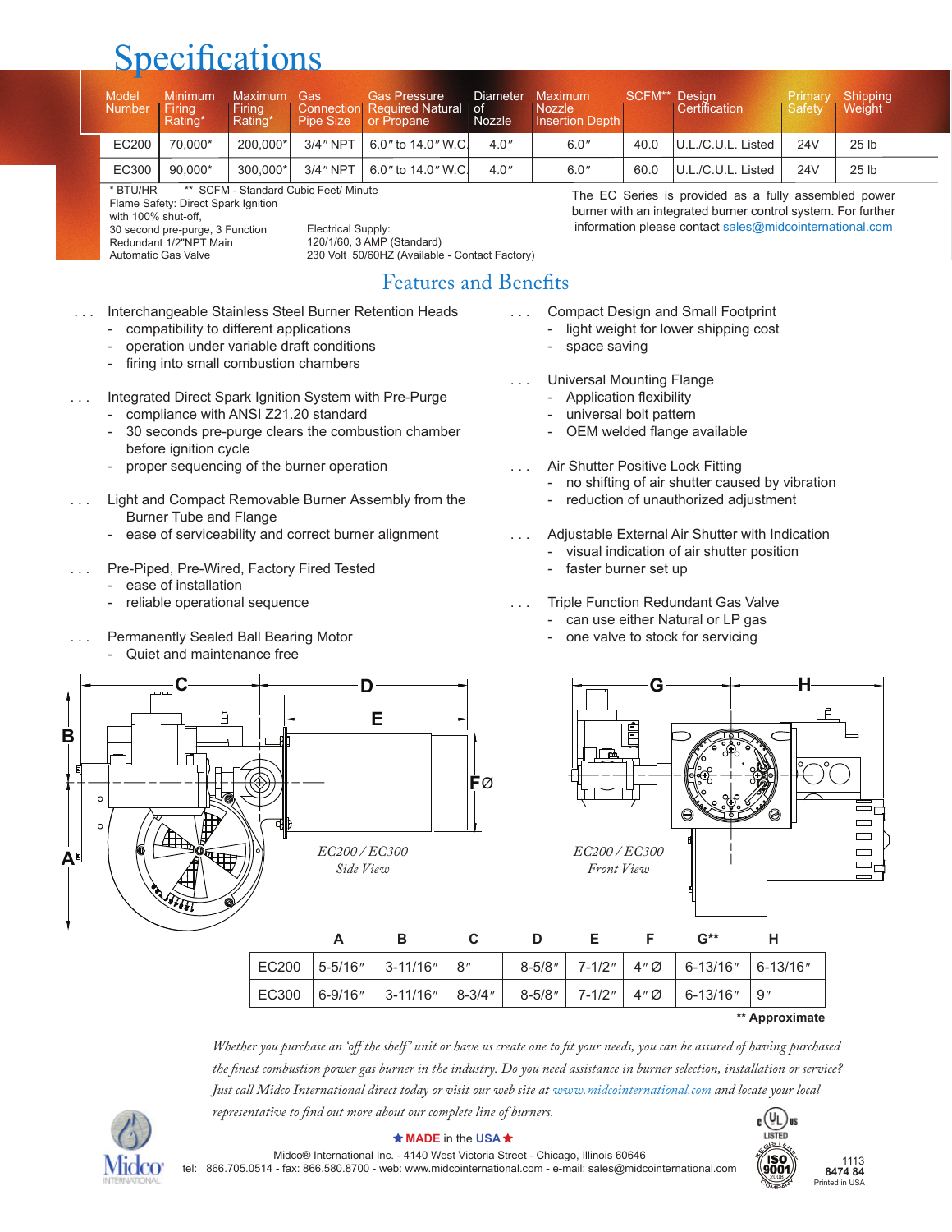# Specifications

| Model Number | Minimum Firing Rating* | Maximum Firing Rating* | Gas Connection Pipe Size | Gas Pressure Required Natural or Propane | Diameter of Nozzle | Maximum Nozzle Insertion Depth | SCFM** | Design Certification | Primary Safety | Shipping Weight |
|---|---|---|---|---|---|---|---|---|---|---|
| EC200 | 70,000* | 200,000* | 3/4″ NPT | 6.0″ to 14.0″ W.C. | 4.0″ | 6.0″ | 40.0 | U.L./C.U.L. Listed | 24V | 25 lb |
| EC300 | 90,000* | 300,000* | 3/4″ NPT | 6.0″ to 14.0″ W.C. | 4.0″ | 6.0″ | 60.0 | U.L./C.U.L. Listed | 24V | 25 lb |

\* BTU/HR ** SCFM - Standard Cubic Feet/ Minute

Flame Safety: Direct Spark Ignition with 100% shut-off, 30 second pre-purge, 3 Function Redundant 1/2"NPT Main Automatic Gas Valve

Electrical Supply:
120/1/60, 3 AMP (Standard)
230 Volt 50/60HZ (Available - Contact Factory)

The EC Series is provided as a fully assembled power burner with an integrated burner control system. For further information please contact sales@midcointernational.com

## Features and Benefits

... Interchangeable Stainless Steel Burner Retention Heads
- compatibility to different applications
- operation under variable draft conditions
- firing into small combustion chambers

... Integrated Direct Spark Ignition System with Pre-Purge
- compliance with ANSI Z21.20 standard
- 30 seconds pre-purge clears the combustion chamber before ignition cycle
- proper sequencing of the burner operation

... Light and Compact Removable Burner Assembly from the Burner Tube and Flange
- ease of serviceability and correct burner alignment

... Pre-Piped, Pre-Wired, Factory Fired Tested
- ease of installation
- reliable operational sequence

... Permanently Sealed Ball Bearing Motor
- Quiet and maintenance free

... Compact Design and Small Footprint
- light weight for lower shipping cost
- space saving

... Universal Mounting Flange
- Application flexibility
- universal bolt pattern
- OEM welded flange available

... Air Shutter Positive Lock Fitting
- no shifting of air shutter caused by vibration
- reduction of unauthorized adjustment

... Adjustable External Air Shutter with Indication
- visual indication of air shutter position
- faster burner set up

... Triple Function Redundant Gas Valve
- can use either Natural or LP gas
- one valve to stock for servicing

C D E B A FØ G H

*EC200 / EC300*
*Side View*

*EC200 / EC300*
*Front View*

| | A | B | C | D | E | F | G** | H |
|---|---|---|---|---|---|---|---|---|
| EC200 | 5-5/16″ | 3-11/16″ | 8″ | 8-5/8″ | 7-1/2″ | 4″ Ø | 6-13/16″ | 6-13/16″ |
| EC300 | 6-9/16″ | 3-11/16″ | 8-3/4″ | 8-5/8″ | 7-1/2″ | 4″ Ø | 6-13/16″ | 9″ |

** Approximate

*Whether you purchase an 'off the shelf' unit or have us create one to fit your needs, you can be assured of having purchased the finest combustion power gas burner in the industry. Do you need assistance in burner selection, installation or service? Just call Midco International direct today or visit our web site at www.midcointernational.com and locate your local representative to find out more about our complete line of burners.*

★ MADE in the USA ★

Midco® International Inc. - 4140 West Victoria Street - Chicago, Illinois 60646
tel: 866.705.0514 - fax: 866.580.8700 - web: www.midcointernational.com - e-mail: sales@midcointernational.com

1113
8474 84
Printed in USA